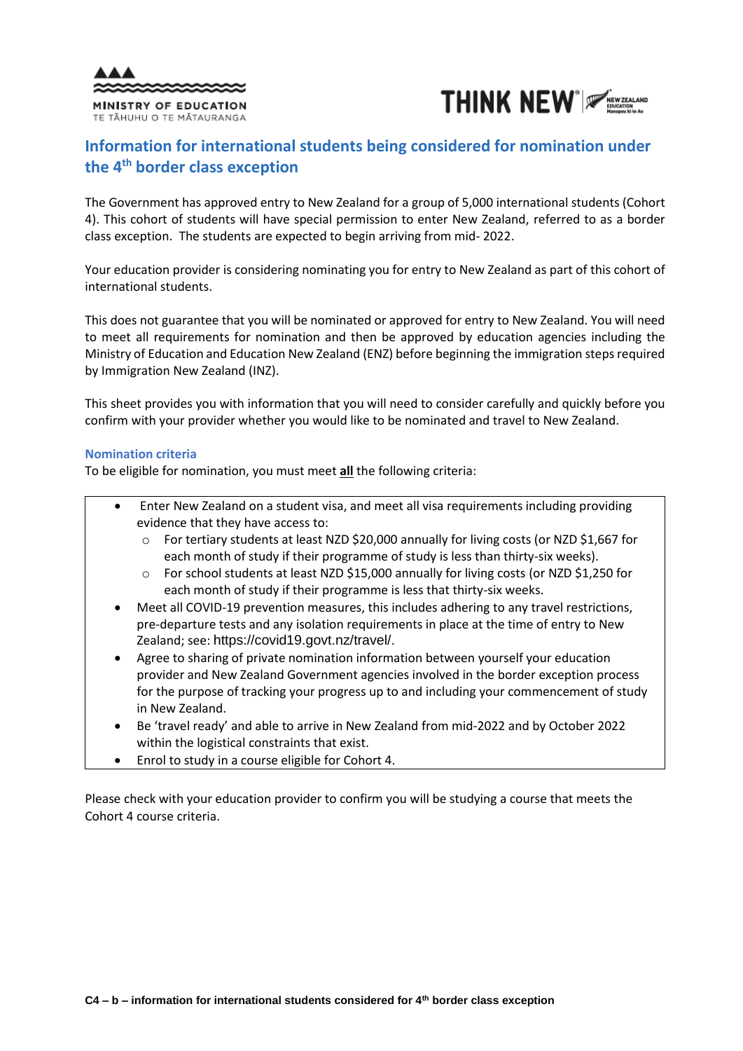MINISTRY OF EDUCATION
TE TĀHUHU O TE MĀTAURANGA

THINK NEW NEW ZEALAND EDUCATION Manapou ki te Ao

# Information for international students being considered for nomination under the 4th border class exception

The Government has approved entry to New Zealand for a group of 5,000 international students (Cohort 4). This cohort of students will have special permission to enter New Zealand, referred to as a border class exception. The students are expected to begin arriving from mid- 2022.

Your education provider is considering nominating you for entry to New Zealand as part of this cohort of international students.

This does not guarantee that you will be nominated or approved for entry to New Zealand. You will need to meet all requirements for nomination and then be approved by education agencies including the Ministry of Education and Education New Zealand (ENZ) before beginning the immigration steps required by Immigration New Zealand (INZ).

This sheet provides you with information that you will need to consider carefully and quickly before you confirm with your provider whether you would like to be nominated and travel to New Zealand.

### Nomination criteria

To be eligible for nomination, you must meet **all** the following criteria:

- Enter New Zealand on a student visa, and meet all visa requirements including providing evidence that they have access to:
  - For tertiary students at least NZD $20,000 annually for living costs (or NZD $1,667 for each month of study if their programme of study is less than thirty-six weeks).
  - For school students at least NZD $15,000 annually for living costs (or NZD $1,250 for each month of study if their programme is less that thirty-six weeks.
- Meet all COVID-19 prevention measures, this includes adhering to any travel restrictions, pre-departure tests and any isolation requirements in place at the time of entry to New Zealand; see: https://covid19.govt.nz/travel/.
- Agree to sharing of private nomination information between yourself your education provider and New Zealand Government agencies involved in the border exception process for the purpose of tracking your progress up to and including your commencement of study in New Zealand.
- Be 'travel ready' and able to arrive in New Zealand from mid-2022 and by October 2022 within the logistical constraints that exist.
- Enrol to study in a course eligible for Cohort 4.

Please check with your education provider to confirm you will be studying a course that meets the Cohort 4 course criteria.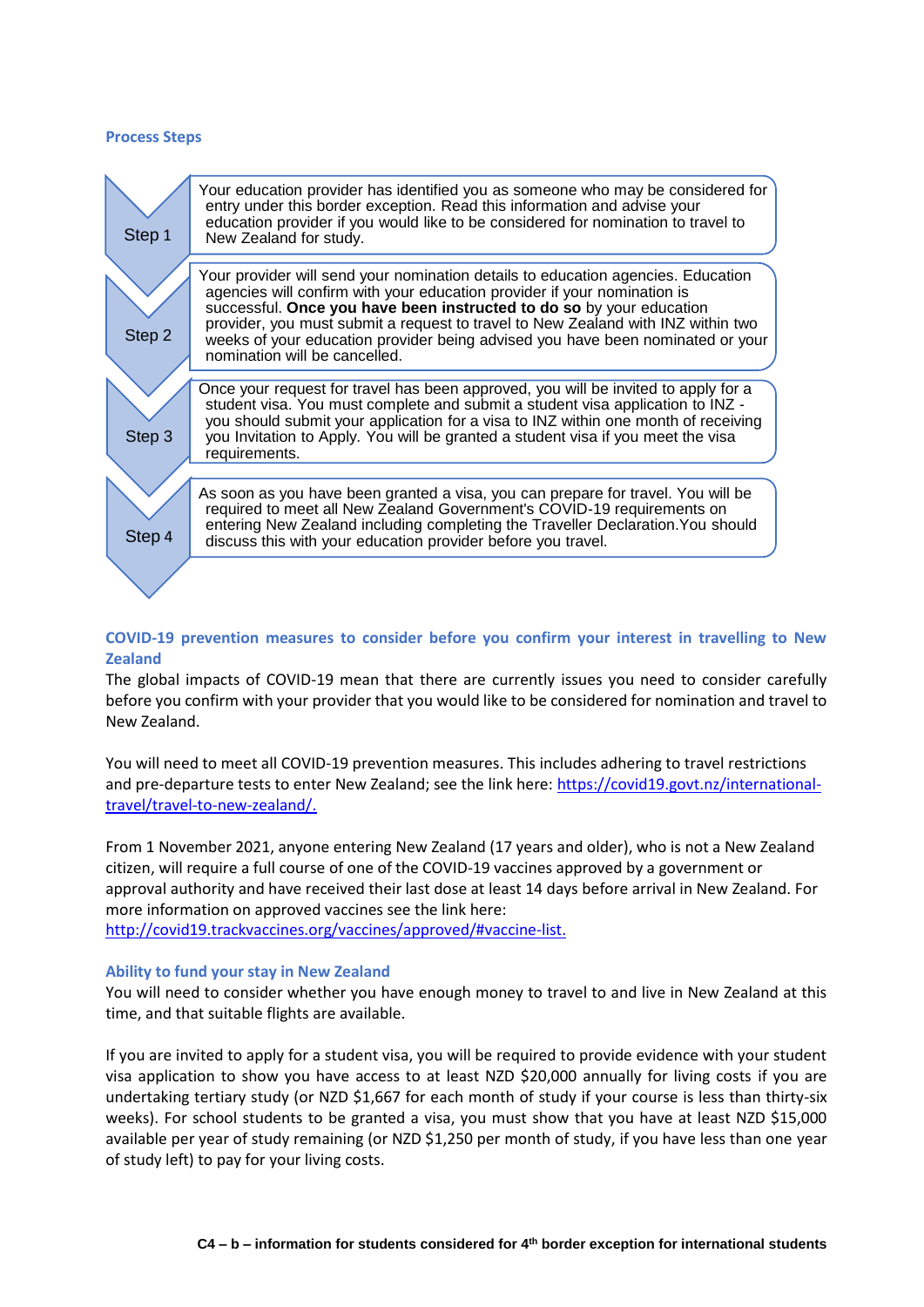## Process Steps

**Step 1** Your education provider has identified you as someone who may be considered for entry under this border exception. Read this information and advise your education provider if you would like to be considered for nomination to travel to New Zealand for study.

**Step 2** Your provider will send your nomination details to education agencies. Education agencies will confirm with your education provider if your nomination is successful. **Once you have been instructed to do so** by your education provider, you must submit a request to travel to New Zealand with INZ within two weeks of your education provider being advised you have been nominated or your nomination will be cancelled.

**Step 3** Once your request for travel has been approved, you will be invited to apply for a student visa. You must complete and submit a student visa application to INZ - you should submit your application for a visa to INZ within one month of receiving you Invitation to Apply. You will be granted a student visa if you meet the visa requirements.

**Step 4** As soon as you have been granted a visa, you can prepare for travel. You will be required to meet all New Zealand Government's COVID-19 requirements on entering New Zealand including completing the Traveller Declaration.You should discuss this with your education provider before you travel.

## COVID-19 prevention measures to consider before you confirm your interest in travelling to New Zealand

The global impacts of COVID-19 mean that there are currently issues you need to consider carefully before you confirm with your provider that you would like to be considered for nomination and travel to New Zealand.

You will need to meet all COVID-19 prevention measures. This includes adhering to travel restrictions and pre-departure tests to enter New Zealand; see the link here: https://covid19.govt.nz/international-travel/travel-to-new-zealand/.

From 1 November 2021, anyone entering New Zealand (17 years and older), who is not a New Zealand citizen, will require a full course of one of the COVID-19 vaccines approved by a government or approval authority and have received their last dose at least 14 days before arrival in New Zealand. For more information on approved vaccines see the link here: http://covid19.trackvaccines.org/vaccines/approved/#vaccine-list.

## Ability to fund your stay in New Zealand

You will need to consider whether you have enough money to travel to and live in New Zealand at this time, and that suitable flights are available.

If you are invited to apply for a student visa, you will be required to provide evidence with your student visa application to show you have access to at least NZD $20,000 annually for living costs if you are undertaking tertiary study (or NZD $1,667 for each month of study if your course is less than thirty-six weeks). For school students to be granted a visa, you must show that you have at least NZD $15,000 available per year of study remaining (or NZD $1,250 per month of study, if you have less than one year of study left) to pay for your living costs.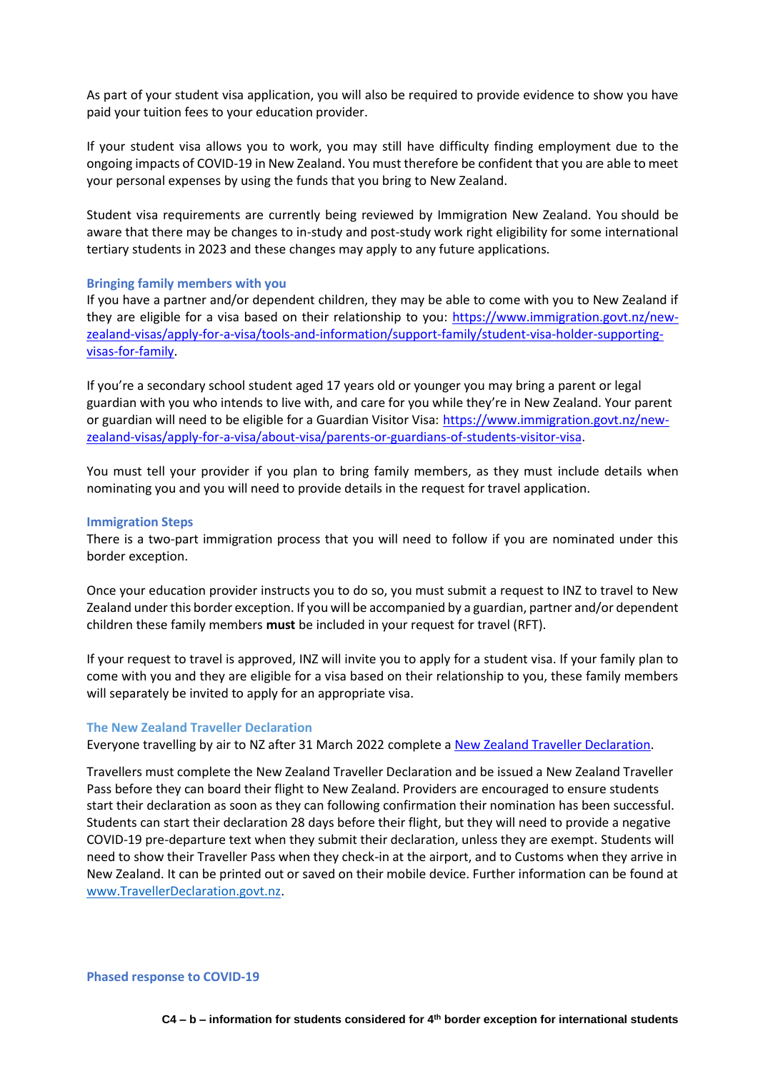As part of your student visa application, you will also be required to provide evidence to show you have paid your tuition fees to your education provider.

If your student visa allows you to work, you may still have difficulty finding employment due to the ongoing impacts of COVID-19 in New Zealand. You must therefore be confident that you are able to meet your personal expenses by using the funds that you bring to New Zealand.

Student visa requirements are currently being reviewed by Immigration New Zealand. You should be aware that there may be changes to in-study and post-study work right eligibility for some international tertiary students in 2023 and these changes may apply to any future applications.

### Bringing family members with you

If you have a partner and/or dependent children, they may be able to come with you to New Zealand if they are eligible for a visa based on their relationship to you: [https://www.immigration.govt.nz/new-zealand-visas/apply-for-a-visa/tools-and-information/support-family/student-visa-holder-supporting-visas-for-family](https://www.immigration.govt.nz/new-zealand-visas/apply-for-a-visa/tools-and-information/support-family/student-visa-holder-supporting-visas-for-family).

If you're a secondary school student aged 17 years old or younger you may bring a parent or legal guardian with you who intends to live with, and care for you while they're in New Zealand. Your parent or guardian will need to be eligible for a Guardian Visitor Visa: [https://www.immigration.govt.nz/new-zealand-visas/apply-for-a-visa/about-visa/parents-or-guardians-of-students-visitor-visa](https://www.immigration.govt.nz/new-zealand-visas/apply-for-a-visa/about-visa/parents-or-guardians-of-students-visitor-visa).

You must tell your provider if you plan to bring family members, as they must include details when nominating you and you will need to provide details in the request for travel application.

### Immigration Steps

There is a two-part immigration process that you will need to follow if you are nominated under this border exception.

Once your education provider instructs you to do so, you must submit a request to INZ to travel to New Zealand under this border exception. If you will be accompanied by a guardian, partner and/or dependent children these family members **must** be included in your request for travel (RFT).

If your request to travel is approved, INZ will invite you to apply for a student visa. If your family plan to come with you and they are eligible for a visa based on their relationship to you, these family members will separately be invited to apply for an appropriate visa.

### The New Zealand Traveller Declaration

Everyone travelling by air to NZ after 31 March 2022 complete a [New Zealand Traveller Declaration](www.TravellerDeclaration.govt.nz).

Travellers must complete the New Zealand Traveller Declaration and be issued a New Zealand Traveller Pass before they can board their flight to New Zealand. Providers are encouraged to ensure students start their declaration as soon as they can following confirmation their nomination has been successful. Students can start their declaration 28 days before their flight, but they will need to provide a negative COVID-19 pre-departure text when they submit their declaration, unless they are exempt. Students will need to show their Traveller Pass when they check-in at the airport, and to Customs when they arrive in New Zealand. It can be printed out or saved on their mobile device. Further information can be found at [www.TravellerDeclaration.govt.nz](www.TravellerDeclaration.govt.nz).

### Phased response to COVID-19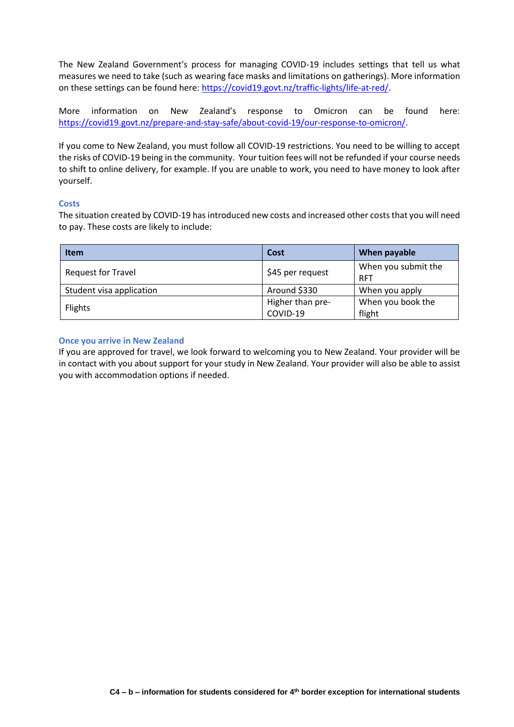The New Zealand Government's process for managing COVID-19 includes settings that tell us what measures we need to take (such as wearing face masks and limitations on gatherings). More information on these settings can be found here: [https://covid19.govt.nz/traffic-lights/life-at-red/](https://covid19.govt.nz/traffic-lights/life-at-red/).

More information on New Zealand's response to Omicron can be found here: [https://covid19.govt.nz/prepare-and-stay-safe/about-covid-19/our-response-to-omicron/](https://covid19.govt.nz/prepare-and-stay-safe/about-covid-19/our-response-to-omicron/).

If you come to New Zealand, you must follow all COVID-19 restrictions. You need to be willing to accept the risks of COVID-19 being in the community. Your tuition fees will not be refunded if your course needs to shift to online delivery, for example. If you are unable to work, you need to have money to look after yourself.

### Costs

The situation created by COVID-19 has introduced new costs and increased other costs that you will need to pay. These costs are likely to include:

| Item | Cost | When payable |
|---|---|---|
| Request for Travel | $45 per request | When you submit the RFT |
| Student visa application | Around $330 | When you apply |
| Flights | Higher than pre-COVID-19 | When you book the flight |

### Once you arrive in New Zealand

If you are approved for travel, we look forward to welcoming you to New Zealand. Your provider will be in contact with you about support for your study in New Zealand. Your provider will also be able to assist you with accommodation options if needed.